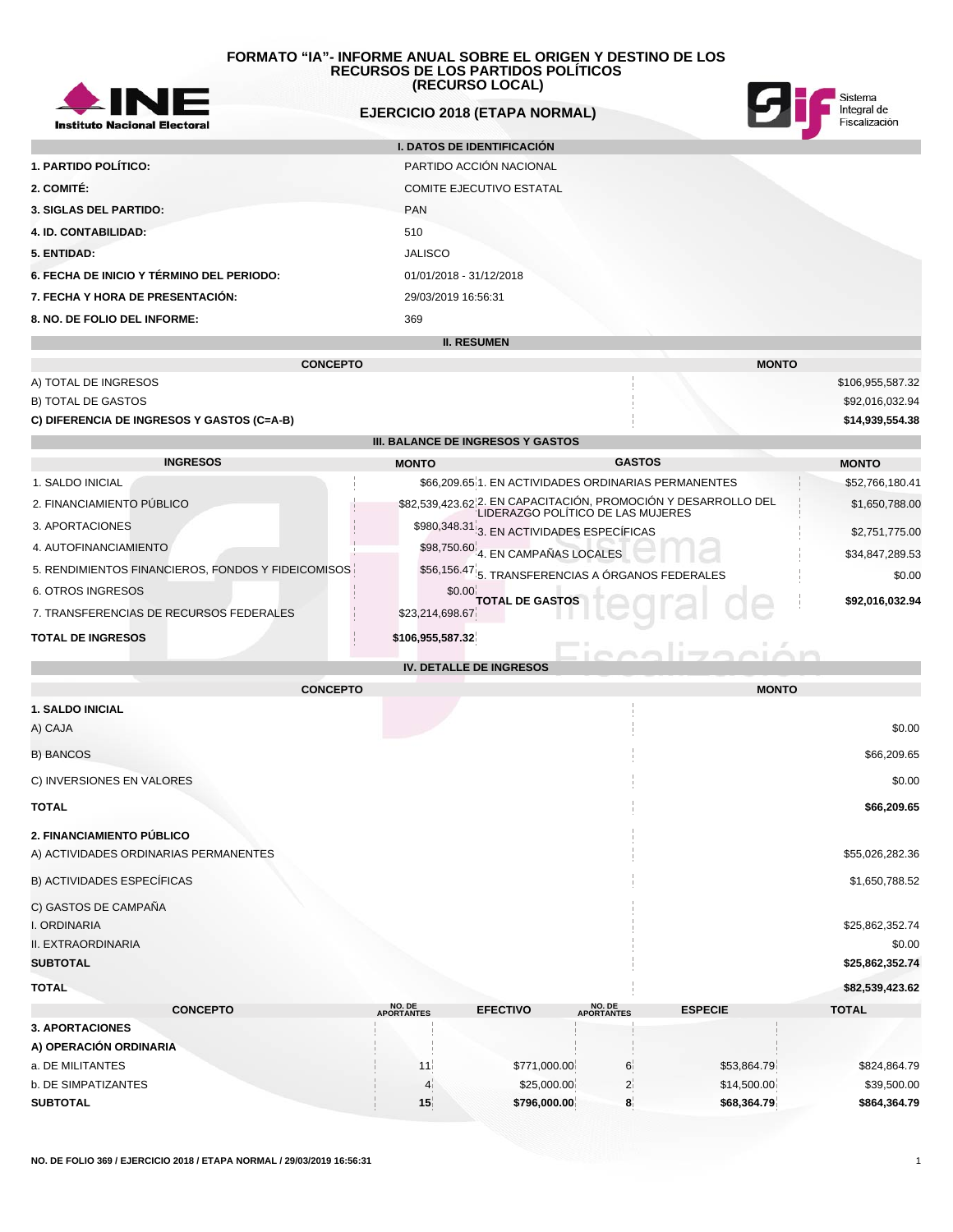# FORMATO "IA"- INFORME ANUAL SOBRE EL ORIGEN Y DESTINO DE LOS RECURSOS DE LOS PARTIDOS POLÍTICOS (RECURSO LOCAL)

Instituto Nacional Electoral

Sistema Integral de Fiscalización

## EJERCICIO 2018 (ETAPA NORMAL)

### I. DATOS DE IDENTIFICACIÓN

| | |
|---|---|
| **1. PARTIDO POLÍTICO:** | PARTIDO ACCIÓN NACIONAL |
| **2. COMITÉ:** | COMITE EJECUTIVO ESTATAL |
| **3. SIGLAS DEL PARTIDO:** | PAN |
| **4. ID. CONTABILIDAD:** | 510 |
| **5. ENTIDAD:** | JALISCO |
| **6. FECHA DE INICIO Y TÉRMINO DEL PERIODO:** | 01/01/2018 - 31/12/2018 |
| **7. FECHA Y HORA DE PRESENTACIÓN:** | 29/03/2019 16:56:31 |
| **8. NO. DE FOLIO DEL INFORME:** | 369 |

### II. RESUMEN

| CONCEPTO | MONTO |
|---|---|
| A) TOTAL DE INGRESOS | $106,955,587.32 |
| B) TOTAL DE GASTOS | $92,016,032.94 |
| **C) DIFERENCIA DE INGRESOS Y GASTOS (C=A-B)** | **$14,939,554.38** |

### III. BALANCE DE INGRESOS Y GASTOS

| INGRESOS | MONTO | GASTOS | MONTO |
|---|---|---|---|
| 1. SALDO INICIAL | $66,209.65 | 1. EN ACTIVIDADES ORDINARIAS PERMANENTES | $52,766,180.41 |
| 2. FINANCIAMIENTO PÚBLICO | $82,539,423.62 | 2. EN CAPACITACIÓN, PROMOCIÓN Y DESARROLLO DEL LIDERAZGO POLÍTICO DE LAS MUJERES | $1,650,788.00 |
| 3. APORTACIONES | $980,348.31 | 3. EN ACTIVIDADES ESPECÍFICAS | $2,751,775.00 |
| 4. AUTOFINANCIAMIENTO | $98,750.60 | 4. EN CAMPAÑAS LOCALES | $34,847,289.53 |
| 5. RENDIMIENTOS FINANCIEROS, FONDOS Y FIDEICOMISOS | $56,156.47 | 5. TRANSFERENCIAS A ÓRGANOS FEDERALES | $0.00 |
| 6. OTROS INGRESOS | $0.00 | **TOTAL DE GASTOS** | **$92,016,032.94** |
| 7. TRANSFERENCIAS DE RECURSOS FEDERALES | $23,214,698.67 | | |
| **TOTAL DE INGRESOS** | **$106,955,587.32** | | |

### IV. DETALLE DE INGRESOS

| CONCEPTO | MONTO |
|---|---|
| **1. SALDO INICIAL** | |
| A) CAJA | $0.00 |
| B) BANCOS | $66,209.65 |
| C) INVERSIONES EN VALORES | $0.00 |
| **TOTAL** | **$66,209.65** |
| **2. FINANCIAMIENTO PÚBLICO** | |
| A) ACTIVIDADES ORDINARIAS PERMANENTES | $55,026,282.36 |
| B) ACTIVIDADES ESPECÍFICAS | $1,650,788.52 |
| C) GASTOS DE CAMPAÑA | |
| I. ORDINARIA | $25,862,352.74 |
| II. EXTRAORDINARIA | $0.00 |
| **SUBTOTAL** | **$25,862,352.74** |
| **TOTAL** | **$82,539,423.62** |

| CONCEPTO | NO. DE APORTANTES | EFECTIVO | NO. DE APORTANTES | ESPECIE | TOTAL |
|---|---|---|---|---|---|
| **3. APORTACIONES** | | | | | |
| **A) OPERACIÓN ORDINARIA** | | | | | |
| a. DE MILITANTES | 11 | $771,000.00 | 6 | $53,864.79 | $824,864.79 |
| b. DE SIMPATIZANTES | 4 | $25,000.00 | 2 | $14,500.00 | $39,500.00 |
| **SUBTOTAL** | **15** | **$796,000.00** | **8** | **$68,364.79** | **$864,364.79** |

NO. DE FOLIO 369 / EJERCICIO 2018 / ETAPA NORMAL / 29/03/2019 16:56:31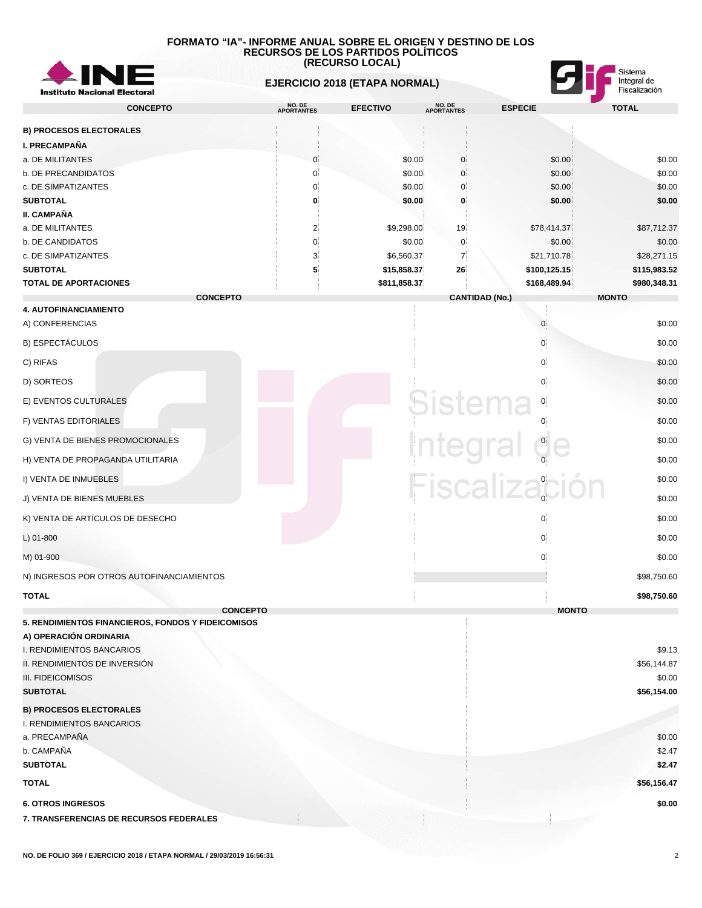# FORMATO "IA"- INFORME ANUAL SOBRE EL ORIGEN Y DESTINO DE LOS RECURSOS DE LOS PARTIDOS POLÍTICOS (RECURSO LOCAL)

## EJERCICIO 2018 (ETAPA NORMAL)

| CONCEPTO | NO. DE APORTANTES | EFECTIVO | NO. DE APORTANTES | ESPECIE | TOTAL |
|---|---|---|---|---|---|
| **B) PROCESOS ELECTORALES** | | | | | |
| **I. PRECAMPAÑA** | | | | | |
| a. DE MILITANTES | 0 | $0.00 | 0 | $0.00 | $0.00 |
| b. DE PRECANDIDATOS | 0 | $0.00 | 0 | $0.00 | $0.00 |
| c. DE SIMPATIZANTES | 0 | $0.00 | 0 | $0.00 | $0.00 |
| **SUBTOTAL** | **0** | **$0.00** | **0** | **$0.00** | **$0.00** |
| **II. CAMPAÑA** | | | | | |
| a. DE MILITANTES | 2 | $9,298.00 | 19 | $78,414.37 | $87,712.37 |
| b. DE CANDIDATOS | 0 | $0.00 | 0 | $0.00 | $0.00 |
| c. DE SIMPATIZANTES | 3 | $6,560.37 | 7 | $21,710.78 | $28,271.15 |
| **SUBTOTAL** | **5** | **$15,858.37** | **26** | **$100,125.15** | **$115,983.52** |
| **TOTAL DE APORTACIONES** | | **$811,858.37** | | **$168,489.94** | **$980,348.31** |

| CONCEPTO | CANTIDAD (No.) | MONTO |
|---|---|---|
| **4. AUTOFINANCIAMIENTO** | | |
| A) CONFERENCIAS | 0 | $0.00 |
| B) ESPECTÁCULOS | 0 | $0.00 |
| C) RIFAS | 0 | $0.00 |
| D) SORTEOS | 0 | $0.00 |
| E) EVENTOS CULTURALES | 0 | $0.00 |
| F) VENTAS EDITORIALES | 0 | $0.00 |
| G) VENTA DE BIENES PROMOCIONALES | 0 | $0.00 |
| H) VENTA DE PROPAGANDA UTILITARIA | 0 | $0.00 |
| I) VENTA DE INMUEBLES | 0 | $0.00 |
| J) VENTA DE BIENES MUEBLES | 0 | $0.00 |
| K) VENTA DE ARTÍCULOS DE DESECHO | 0 | $0.00 |
| L) 01-800 | 0 | $0.00 |
| M) 01-900 | 0 | $0.00 |
| N) INGRESOS POR OTROS AUTOFINANCIAMIENTOS | | $98,750.60 |
| **TOTAL** | | **$98,750.60** |

| CONCEPTO | MONTO |
|---|---|
| **5. RENDIMIENTOS FINANCIEROS, FONDOS Y FIDEICOMISOS** | |
| **A) OPERACIÓN ORDINARIA** | |
| I. RENDIMIENTOS BANCARIOS | $9.13 |
| II. RENDIMIENTOS DE INVERSIÓN | $56,144.87 |
| III. FIDEICOMISOS | $0.00 |
| **SUBTOTAL** | **$56,154.00** |
| **B) PROCESOS ELECTORALES** | |
| I. RENDIMIENTOS BANCARIOS | |
| a. PRECAMPAÑA | $0.00 |
| b. CAMPAÑA | $2.47 |
| **SUBTOTAL** | **$2.47** |
| **TOTAL** | **$56,156.47** |
| **6. OTROS INGRESOS** | **$0.00** |
| **7. TRANSFERENCIAS DE RECURSOS FEDERALES** | |

NO. DE FOLIO 369 / EJERCICIO 2018 / ETAPA NORMAL / 29/03/2019 16:56:31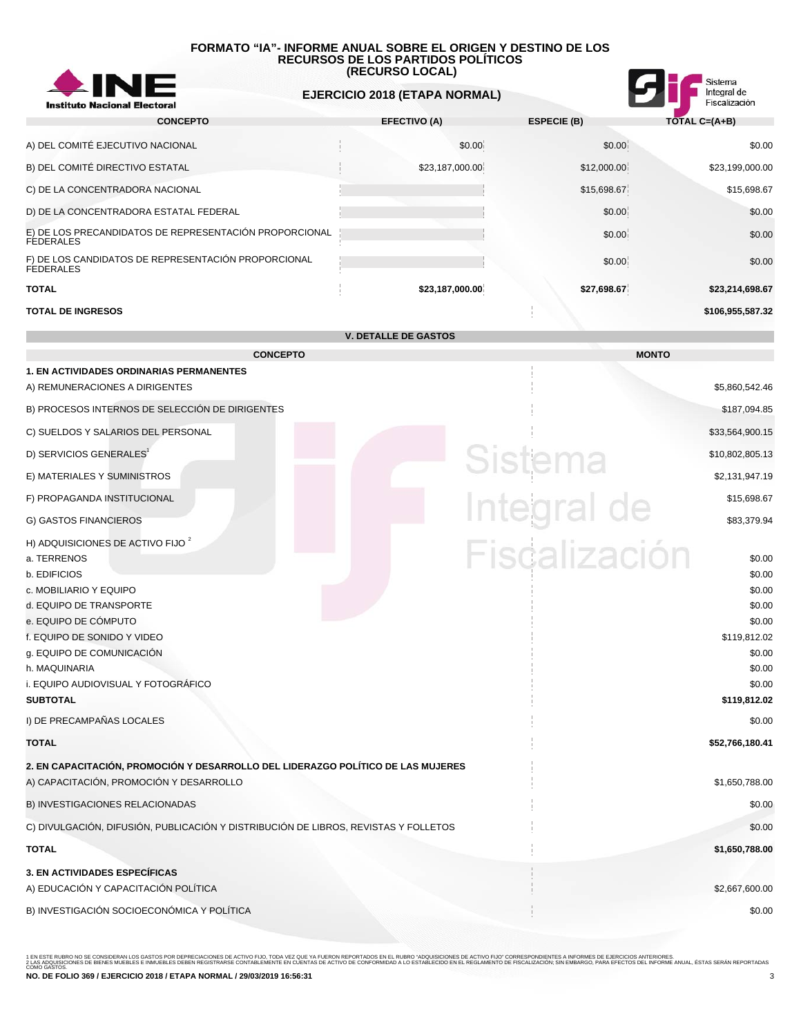**FORMATO "IA"- INFORME ANUAL SOBRE EL ORIGEN Y DESTINO DE LOS RECURSOS DE LOS PARTIDOS POLÍTICOS (RECURSO LOCAL)**

**EJERCICIO 2018 (ETAPA NORMAL)**

| CONCEPTO | EFECTIVO (A) | ESPECIE (B) | TOTAL C=(A+B) |
|---|---|---|---|
| A) DEL COMITÉ EJECUTIVO NACIONAL | $0.00 | $0.00 | $0.00 |
| B) DEL COMITÉ DIRECTIVO ESTATAL | $23,187,000.00 | $12,000.00 | $23,199,000.00 |
| C) DE LA CONCENTRADORA NACIONAL | | $15,698.67 | $15,698.67 |
| D) DE LA CONCENTRADORA ESTATAL FEDERAL | | $0.00 | $0.00 |
| E) DE LOS PRECANDIDATOS DE REPRESENTACIÓN PROPORCIONAL FEDERALES | | $0.00 | $0.00 |
| F) DE LOS CANDIDATOS DE REPRESENTACIÓN PROPORCIONAL FEDERALES | | $0.00 | $0.00 |
| **TOTAL** | **$23,187,000.00** | **$27,698.67** | **$23,214,698.67** |
| **TOTAL DE INGRESOS** | | | **$106,955,587.32** |

## V. DETALLE DE GASTOS

| CONCEPTO | MONTO |
|---|---|
| **1. EN ACTIVIDADES ORDINARIAS PERMANENTES** | |
| A) REMUNERACIONES A DIRIGENTES | $5,860,542.46 |
| B) PROCESOS INTERNOS DE SELECCIÓN DE DIRIGENTES | $187,094.85 |
| C) SUELDOS Y SALARIOS DEL PERSONAL | $33,564,900.15 |
| D) SERVICIOS GENERALES[1] | $10,802,805.13 |
| E) MATERIALES Y SUMINISTROS | $2,131,947.19 |
| F) PROPAGANDA INSTITUCIONAL | $15,698.67 |
| G) GASTOS FINANCIEROS | $83,379.94 |
| H) ADQUISICIONES DE ACTIVO FIJO [2] | |
| a. TERRENOS | $0.00 |
| b. EDIFICIOS | $0.00 |
| c. MOBILIARIO Y EQUIPO | $0.00 |
| d. EQUIPO DE TRANSPORTE | $0.00 |
| e. EQUIPO DE CÓMPUTO | $0.00 |
| f. EQUIPO DE SONIDO Y VIDEO | $119,812.02 |
| g. EQUIPO DE COMUNICACIÓN | $0.00 |
| h. MAQUINARIA | $0.00 |
| i. EQUIPO AUDIOVISUAL Y FOTOGRÁFICO | $0.00 |
| **SUBTOTAL** | **$119,812.02** |
| I) DE PRECAMPAÑAS LOCALES | $0.00 |
| **TOTAL** | **$52,766,180.41** |
| **2. EN CAPACITACIÓN, PROMOCIÓN Y DESARROLLO DEL LIDERAZGO POLÍTICO DE LAS MUJERES** | |
| A) CAPACITACIÓN, PROMOCIÓN Y DESARROLLO | $1,650,788.00 |
| B) INVESTIGACIONES RELACIONADAS | $0.00 |
| C) DIVULGACIÓN, DIFUSIÓN, PUBLICACIÓN Y DISTRIBUCIÓN DE LIBROS, REVISTAS Y FOLLETOS | $0.00 |
| **TOTAL** | **$1,650,788.00** |
| **3. EN ACTIVIDADES ESPECÍFICAS** | |
| A) EDUCACIÓN Y CAPACITACIÓN POLÍTICA | $2,667,600.00 |
| B) INVESTIGACIÓN SOCIOECONÓMICA Y POLÍTICA | $0.00 |

1 EN ESTE RUBRO NO SE CONSIDERAN LOS GASTOS POR DEPRECIACIONES DE ACTIVO FIJO, TODA VEZ QUE YA FUERON REPORTADOS EN EL RUBRO "ADQUISICIONES DE ACTIVO FIJO" CORRESPONDIENTES A INFORMES DE EJERCICIOS ANTERIORES.
2 LAS ADQUISICIONES DE BIENES MUEBLES E INMUEBLES DEBEN REGISTRARSE CONTABLEMENTE EN CUENTAS DE ACTIVO DE CONFORMIDAD A LO ESTABLECIDO EN EL REGLAMENTO DE FISCALIZACIÓN; SIN EMBARGO, PARA EFECTOS DEL INFORME ANUAL, ÉSTAS SERÁN REPORTADAS COMO GASTOS.

**NO. DE FOLIO 369 / EJERCICIO 2018 / ETAPA NORMAL / 29/03/2019 16:56:31**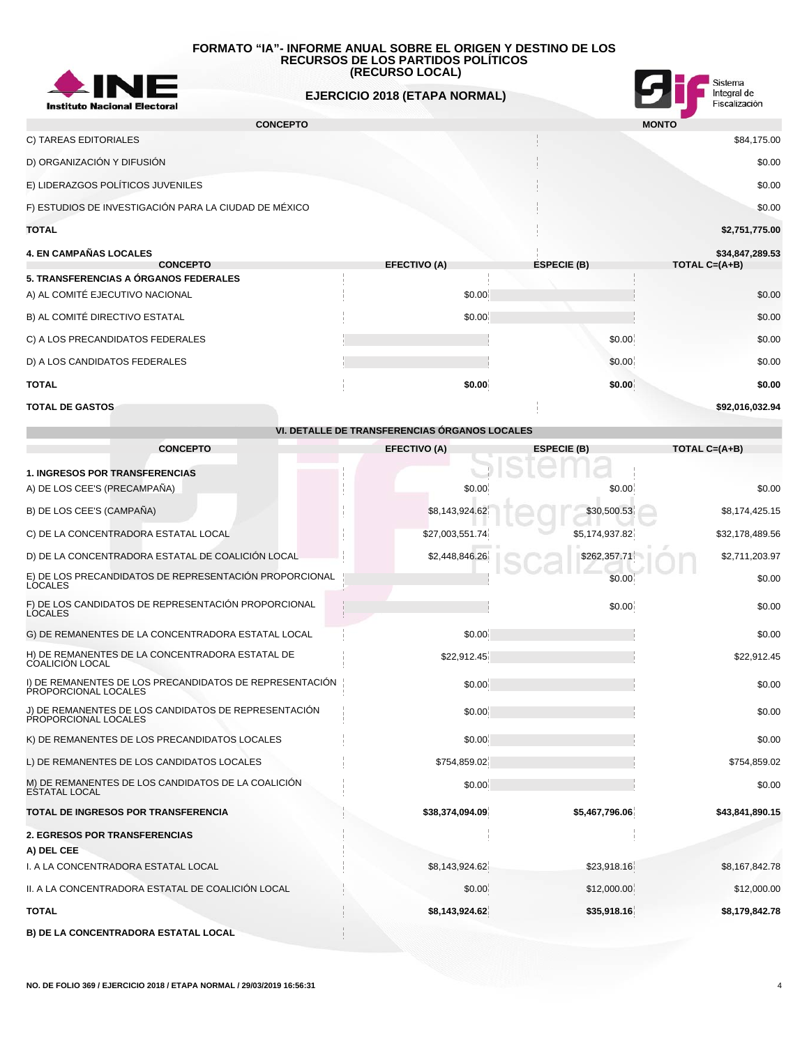# FORMATO "IA"- INFORME ANUAL SOBRE EL ORIGEN Y DESTINO DE LOS RECURSOS DE LOS PARTIDOS POLÍTICOS (RECURSO LOCAL)

## EJERCICIO 2018 (ETAPA NORMAL)

| CONCEPTO | MONTO |
|---|---|
| C) TAREAS EDITORIALES | $84,175.00 |
| D) ORGANIZACIÓN Y DIFUSIÓN | $0.00 |
| E) LIDERAZGOS POLÍTICOS JUVENILES | $0.00 |
| F) ESTUDIOS DE INVESTIGACIÓN PARA LA CIUDAD DE MÉXICO | $0.00 |
| **TOTAL** | **$2,751,775.00** |
| **4. EN CAMPAÑAS LOCALES** | **$34,847,289.53** |

| CONCEPTO | EFECTIVO (A) | ESPECIE (B) | TOTAL C=(A+B) |
|---|---|---|---|
| **5. TRANSFERENCIAS A ÓRGANOS FEDERALES** | | | |
| A) AL COMITÉ EJECUTIVO NACIONAL | $0.00 | | $0.00 |
| B) AL COMITÉ DIRECTIVO ESTATAL | $0.00 | | $0.00 |
| C) A LOS PRECANDIDATOS FEDERALES | | $0.00 | $0.00 |
| D) A LOS CANDIDATOS FEDERALES | | $0.00 | $0.00 |
| **TOTAL** | **$0.00** | **$0.00** | **$0.00** |
| **TOTAL DE GASTOS** | | | **$92,016,032.94** |

## VI. DETALLE DE TRANSFERENCIAS ÓRGANOS LOCALES

| CONCEPTO | EFECTIVO (A) | ESPECIE (B) | TOTAL C=(A+B) |
|---|---|---|---|
| **1. INGRESOS POR TRANSFERENCIAS** | | | |
| A) DE LOS CEE'S (PRECAMPAÑA) | $0.00 | $0.00 | $0.00 |
| B) DE LOS CEE'S (CAMPAÑA) | $8,143,924.62 | $30,500.53 | $8,174,425.15 |
| C) DE LA CONCENTRADORA ESTATAL LOCAL | $27,003,551.74 | $5,174,937.82 | $32,178,489.56 |
| D) DE LA CONCENTRADORA ESTATAL DE COALICIÓN LOCAL | $2,448,846.26 | $262,357.71 | $2,711,203.97 |
| E) DE LOS PRECANDIDATOS DE REPRESENTACIÓN PROPORCIONAL LOCALES | | $0.00 | $0.00 |
| F) DE LOS CANDIDATOS DE REPRESENTACIÓN PROPORCIONAL LOCALES | | $0.00 | $0.00 |
| G) DE REMANENTES DE LA CONCENTRADORA ESTATAL LOCAL | $0.00 | | $0.00 |
| H) DE REMANENTES DE LA CONCENTRADORA ESTATAL DE COALICIÓN LOCAL | $22,912.45 | | $22,912.45 |
| I) DE REMANENTES DE LOS PRECANDIDATOS DE REPRESENTACIÓN PROPORCIONAL LOCALES | $0.00 | | $0.00 |
| J) DE REMANENTES DE LOS CANDIDATOS DE REPRESENTACIÓN PROPORCIONAL LOCALES | $0.00 | | $0.00 |
| K) DE REMANENTES DE LOS PRECANDIDATOS LOCALES | $0.00 | | $0.00 |
| L) DE REMANENTES DE LOS CANDIDATOS LOCALES | $754,859.02 | | $754,859.02 |
| M) DE REMANENTES DE LOS CANDIDATOS DE LA COALICIÓN ESTATAL LOCAL | $0.00 | | $0.00 |
| **TOTAL DE INGRESOS POR TRANSFERENCIA** | **$38,374,094.09** | **$5,467,796.06** | **$43,841,890.15** |
| **2. EGRESOS POR TRANSFERENCIAS** | | | |
| **A) DEL CEE** | | | |
| I. A LA CONCENTRADORA ESTATAL LOCAL | $8,143,924.62 | $23,918.16 | $8,167,842.78 |
| II. A LA CONCENTRADORA ESTATAL DE COALICIÓN LOCAL | $0.00 | $12,000.00 | $12,000.00 |
| **TOTAL** | **$8,143,924.62** | **$35,918.16** | **$8,179,842.78** |
| **B) DE LA CONCENTRADORA ESTATAL LOCAL** | | | |

NO. DE FOLIO 369 / EJERCICIO 2018 / ETAPA NORMAL / 29/03/2019 16:56:31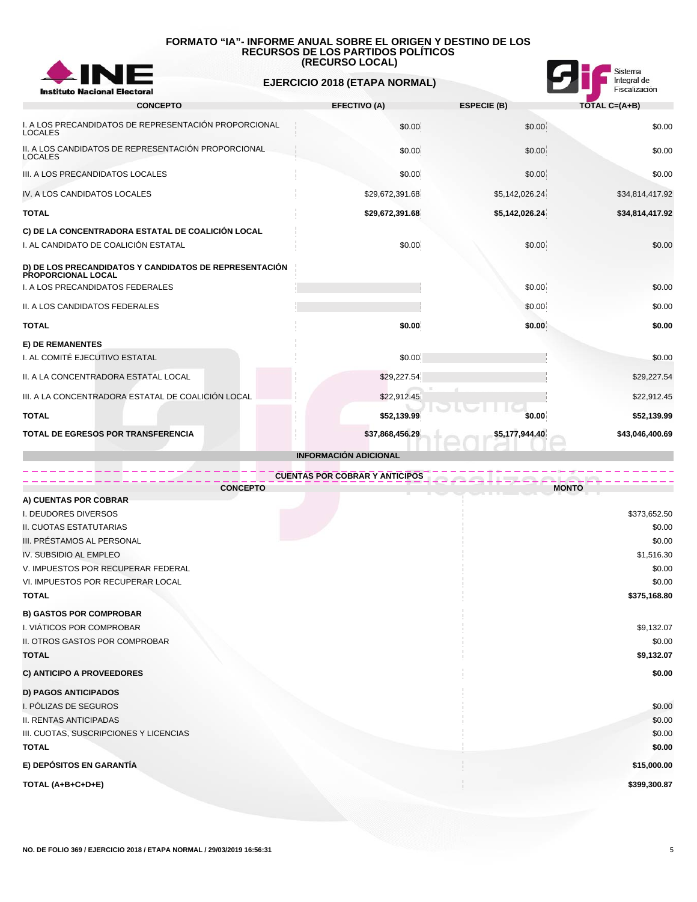# FORMATO "IA"- INFORME ANUAL SOBRE EL ORIGEN Y DESTINO DE LOS RECURSOS DE LOS PARTIDOS POLÍTICOS (RECURSO LOCAL)

## EJERCICIO 2018 (ETAPA NORMAL)

| CONCEPTO | EFECTIVO (A) | ESPECIE (B) | TOTAL C=(A+B) |
|---|---|---|---|
| I. A LOS PRECANDIDATOS DE REPRESENTACIÓN PROPORCIONAL LOCALES | $0.00 | $0.00 | $0.00 |
| II. A LOS CANDIDATOS DE REPRESENTACIÓN PROPORCIONAL LOCALES | $0.00 | $0.00 | $0.00 |
| III. A LOS PRECANDIDATOS LOCALES | $0.00 | $0.00 | $0.00 |
| IV. A LOS CANDIDATOS LOCALES | $29,672,391.68 | $5,142,026.24 | $34,814,417.92 |
| **TOTAL** | **$29,672,391.68** | **$5,142,026.24** | **$34,814,417.92** |
| **C) DE LA CONCENTRADORA ESTATAL DE COALICIÓN LOCAL** | | | |
| I. AL CANDIDATO DE COALICIÓN ESTATAL | $0.00 | $0.00 | $0.00 |
| **D) DE LOS PRECANDIDATOS Y CANDIDATOS DE REPRESENTACIÓN PROPORCIONAL LOCAL** | | | |
| I. A LOS PRECANDIDATOS FEDERALES | | $0.00 | $0.00 |
| II. A LOS CANDIDATOS FEDERALES | | $0.00 | $0.00 |
| **TOTAL** | **$0.00** | **$0.00** | **$0.00** |
| **E) DE REMANENTES** | | | |
| I. AL COMITÉ EJECUTIVO ESTATAL | $0.00 | | $0.00 |
| II. A LA CONCENTRADORA ESTATAL LOCAL | $29,227.54 | | $29,227.54 |
| III. A LA CONCENTRADORA ESTATAL DE COALICIÓN LOCAL | $22,912.45 | | $22,912.45 |
| **TOTAL** | **$52,139.99** | **$0.00** | **$52,139.99** |
| **TOTAL DE EGRESOS POR TRANSFERENCIA** | **$37,868,456.29** | **$5,177,944.40** | **$43,046,400.69** |

### INFORMACIÓN ADICIONAL

#### CUENTAS POR COBRAR Y ANTICIPOS

| CONCEPTO | MONTO |
|---|---|
| **A) CUENTAS POR COBRAR** | |
| I. DEUDORES DIVERSOS | $373,652.50 |
| II. CUOTAS ESTATUTARIAS | $0.00 |
| III. PRÉSTAMOS AL PERSONAL | $0.00 |
| IV. SUBSIDIO AL EMPLEO | $1,516.30 |
| V. IMPUESTOS POR RECUPERAR FEDERAL | $0.00 |
| VI. IMPUESTOS POR RECUPERAR LOCAL | $0.00 |
| **TOTAL** | **$375,168.80** |
| **B) GASTOS POR COMPROBAR** | |
| I. VIÁTICOS POR COMPROBAR | $9,132.07 |
| II. OTROS GASTOS POR COMPROBAR | $0.00 |
| **TOTAL** | **$9,132.07** |
| **C) ANTICIPO A PROVEEDORES** | **$0.00** |
| **D) PAGOS ANTICIPADOS** | |
| I. PÓLIZAS DE SEGUROS | $0.00 |
| II. RENTAS ANTICIPADAS | $0.00 |
| III. CUOTAS, SUSCRIPCIONES Y LICENCIAS | $0.00 |
| **TOTAL** | **$0.00** |
| **E) DEPÓSITOS EN GARANTÍA** | **$15,000.00** |
| **TOTAL (A+B+C+D+E)** | **$399,300.87** |

NO. DE FOLIO 369 / EJERCICIO 2018 / ETAPA NORMAL / 29/03/2019 16:56:31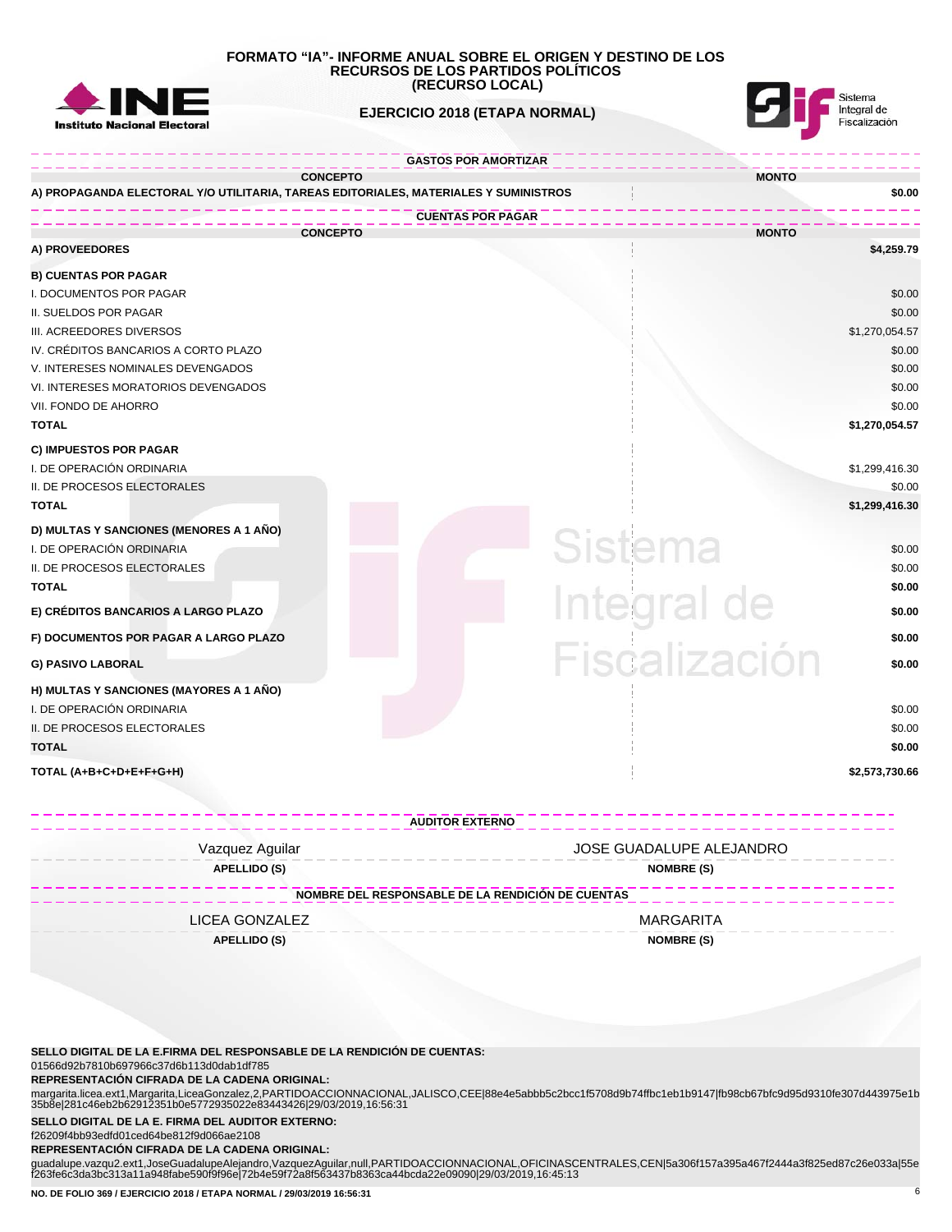# FORMATO "IA"- INFORME ANUAL SOBRE EL ORIGEN Y DESTINO DE LOS RECURSOS DE LOS PARTIDOS POLÍTICOS (RECURSO LOCAL)

## EJERCICIO 2018 (ETAPA NORMAL)

### GASTOS POR AMORTIZAR

| CONCEPTO | MONTO |
|---|---|
| **A) PROPAGANDA ELECTORAL Y/O UTILITARIA, TAREAS EDITORIALES, MATERIALES Y SUMINISTROS** | **$0.00** |

### CUENTAS POR PAGAR

| CONCEPTO | MONTO |
|---|---|
| **A) PROVEEDORES** | **$4,259.79** |
| **B) CUENTAS POR PAGAR** | |
| I. DOCUMENTOS POR PAGAR | $0.00 |
| II. SUELDOS POR PAGAR | $0.00 |
| III. ACREEDORES DIVERSOS | $1,270,054.57 |
| IV. CRÉDITOS BANCARIOS A CORTO PLAZO | $0.00 |
| V. INTERESES NOMINALES DEVENGADOS | $0.00 |
| VI. INTERESES MORATORIOS DEVENGADOS | $0.00 |
| VII. FONDO DE AHORRO | $0.00 |
| **TOTAL** | **$1,270,054.57** |
| **C) IMPUESTOS POR PAGAR** | |
| I. DE OPERACIÓN ORDINARIA | $1,299,416.30 |
| II. DE PROCESOS ELECTORALES | $0.00 |
| **TOTAL** | **$1,299,416.30** |
| **D) MULTAS Y SANCIONES (MENORES A 1 AÑO)** | |
| I. DE OPERACIÓN ORDINARIA | $0.00 |
| II. DE PROCESOS ELECTORALES | $0.00 |
| **TOTAL** | **$0.00** |
| **E) CRÉDITOS BANCARIOS A LARGO PLAZO** | **$0.00** |
| **F) DOCUMENTOS POR PAGAR A LARGO PLAZO** | **$0.00** |
| **G) PASIVO LABORAL** | **$0.00** |
| **H) MULTAS Y SANCIONES (MAYORES A 1 AÑO)** | |
| I. DE OPERACIÓN ORDINARIA | $0.00 |
| II. DE PROCESOS ELECTORALES | $0.00 |
| **TOTAL** | **$0.00** |
| **TOTAL (A+B+C+D+E+F+G+H)** | **$2,573,730.66** |

### AUDITOR EXTERNO

| APELLIDO (S) | NOMBRE (S) |
|---|---|
| Vazquez Aguilar | JOSE GUADALUPE ALEJANDRO |

### NOMBRE DEL RESPONSABLE DE LA RENDICIÓN DE CUENTAS

| APELLIDO (S) | NOMBRE (S) |
|---|---|
| LICEA GONZALEZ | MARGARITA |

**SELLO DIGITAL DE LA E.FIRMA DEL RESPONSABLE DE LA RENDICIÓN DE CUENTAS:**
01566d92b7810b697966c37d6b113d0dab1df785

**REPRESENTACIÓN CIFRADA DE LA CADENA ORIGINAL:**
margarita.licea.ext1,Margarita,LiceaGonzalez,2,PARTIDOACCIONNACIONAL,JALISCO,CEE|88e4e5abbb5c2bcc1f5708d9b74ffbc1eb1b9147|fb98cb67bfc9d95d9310fe307d443975e1b35b8e|281c46eb2b62912351b0e5772935022e83443426|29/03/2019,16:56:31

**SELLO DIGITAL DE LA E. FIRMA DEL AUDITOR EXTERNO:**
f26209f4bb93edfd01ced64be812f9d066ae2108

**REPRESENTACIÓN CIFRADA DE LA CADENA ORIGINAL:**
guadalupe.vazqu2.ext1,JoseGuadalupeAlejandro,VazquezAguilar,null,PARTIDOACCIONNACIONAL,OFICINASCENTRALES,CEN|5a306f157a395a467f2444a3f825ed87c26e033a|55ef263fe6c3da3bc313a11a948fabe590f9f96e|72b4e59f72a8f563437b8363ca44bcda22e09090|29/03/2019,16:45:13

**NO. DE FOLIO 369 / EJERCICIO 2018 / ETAPA NORMAL / 29/03/2019 16:56:31**